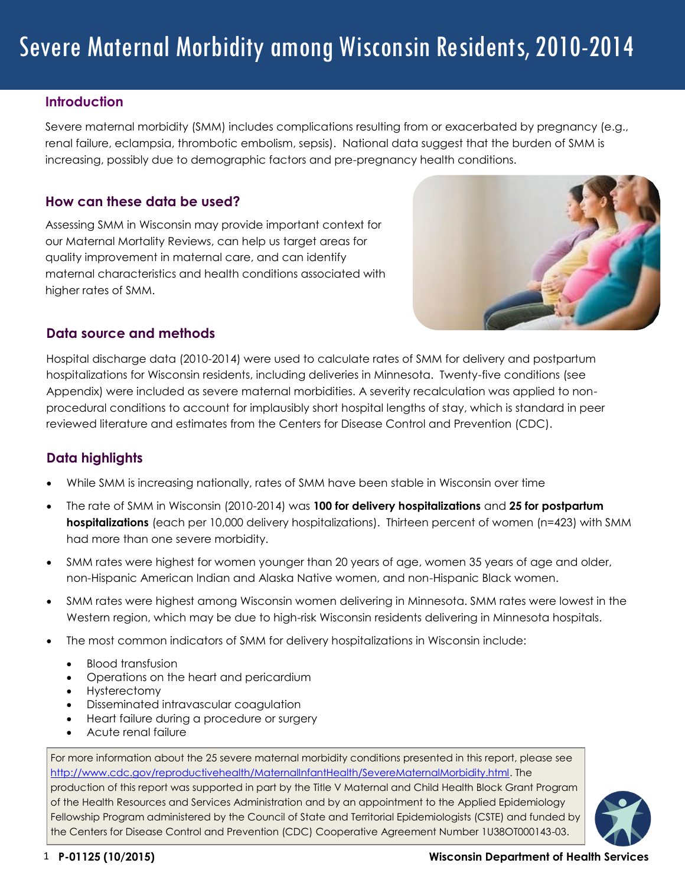# Severe Maternal Morbidity among Wisconsin Residents, 2010-2014

## Introduction

Severe maternal morbidity (SMM) includes complications resulting from or exacerbated by pregnancy (e.g., renal failure, eclampsia, thrombotic embolism, sepsis). National data suggest that the burden of SMM is increasing, possibly due to demographic factors and pre-pregnancy health conditions.

## How can these data be used?

Assessing SMM in Wisconsin may provide important context for our Maternal Mortality Reviews, can help us target areas for quality improvement in maternal care, and can identify maternal characteristics and health conditions associated with higher rates of SMM.

## Data source and methods

Hospital discharge data (2010-2014) were used to calculate rates of SMM for delivery and postpartum hospitalizations for Wisconsin residents, including deliveries in Minnesota. Twenty-five conditions (see Appendix) were included as severe maternal morbidities. A severity recalculation was applied to non-procedural conditions to account for implausibly short hospital lengths of stay, which is standard in peer reviewed literature and estimates from the Centers for Disease Control and Prevention (CDC).

## Data highlights

- While SMM is increasing nationally, rates of SMM have been stable in Wisconsin over time
- The rate of SMM in Wisconsin (2010-2014) was **100 for delivery hospitalizations** and **25 for postpartum hospitalizations** (each per 10,000 delivery hospitalizations). Thirteen percent of women (n=423) with SMM had more than one severe morbidity.
- SMM rates were highest for women younger than 20 years of age, women 35 years of age and older, non-Hispanic American Indian and Alaska Native women, and non-Hispanic Black women.
- SMM rates were highest among Wisconsin women delivering in Minnesota. SMM rates were lowest in the Western region, which may be due to high-risk Wisconsin residents delivering in Minnesota hospitals.
- The most common indicators of SMM for delivery hospitalizations in Wisconsin include:
  - Blood transfusion
  - Operations on the heart and pericardium
  - Hysterectomy
  - Disseminated intravascular coagulation
  - Heart failure during a procedure or surgery
  - Acute renal failure

For more information about the 25 severe maternal morbidity conditions presented in this report, please see http://www.cdc.gov/reproductivehealth/MaternalInfantHealth/SevereMaternalMorbidity.html. The production of this report was supported in part by the Title V Maternal and Child Health Block Grant Program of the Health Resources and Services Administration and by an appointment to the Applied Epidemiology Fellowship Program administered by the Council of State and Territorial Epidemiologists (CSTE) and funded by the Centers for Disease Control and Prevention (CDC) Cooperative Agreement Number 1U38OT000143-03.

**P-01125 (10/2015)** **Wisconsin Department of Health Services**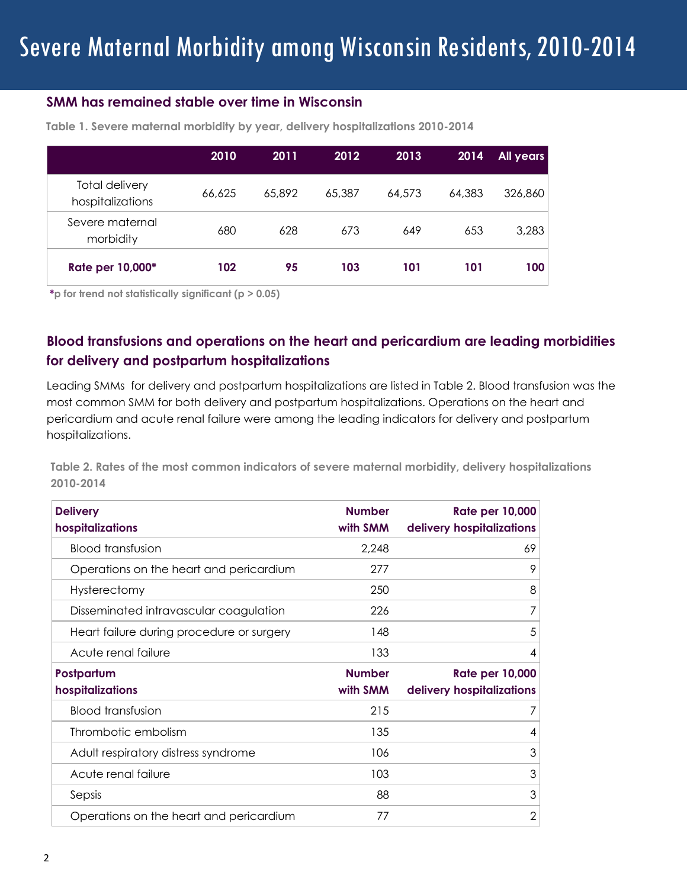# Severe Maternal Morbidity among Wisconsin Residents, 2010-2014

## SMM has remained stable over time in Wisconsin

**Table 1. Severe maternal morbidity by year, delivery hospitalizations 2010-2014**

| | 2010 | 2011 | 2012 | 2013 | 2014 | All years |
|---|---|---|---|---|---|---|
| Total delivery hospitalizations | 66,625 | 65,892 | 65,387 | 64,573 | 64,383 | 326,860 |
| Severe maternal morbidity | 680 | 628 | 673 | 649 | 653 | 3,283 |
| **Rate per 10,000*** | **102** | **95** | **103** | **101** | **101** | **100** |

***p for trend not statistically significant ($p > 0.05$)**

## Blood transfusions and operations on the heart and pericardium are leading morbidities for delivery and postpartum hospitalizations

Leading SMMs for delivery and postpartum hospitalizations are listed in Table 2. Blood transfusion was the most common SMM for both delivery and postpartum hospitalizations. Operations on the heart and pericardium and acute renal failure were among the leading indicators for delivery and postpartum hospitalizations.

**Table 2. Rates of the most common indicators of severe maternal morbidity, delivery hospitalizations 2010-2014**

| **Delivery hospitalizations** | **Number with SMM** | **Rate per 10,000 delivery hospitalizations** |
|---|---|---|
| Blood transfusion | 2,248 | 69 |
| Operations on the heart and pericardium | 277 | 9 |
| Hysterectomy | 250 | 8 |
| Disseminated intravascular coagulation | 226 | 7 |
| Heart failure during procedure or surgery | 148 | 5 |
| Acute renal failure | 133 | 4 |
| **Postpartum hospitalizations** | **Number with SMM** | **Rate per 10,000 delivery hospitalizations** |
| Blood transfusion | 215 | 7 |
| Thrombotic embolism | 135 | 4 |
| Adult respiratory distress syndrome | 106 | 3 |
| Acute renal failure | 103 | 3 |
| Sepsis | 88 | 3 |
| Operations on the heart and pericardium | 77 | 2 |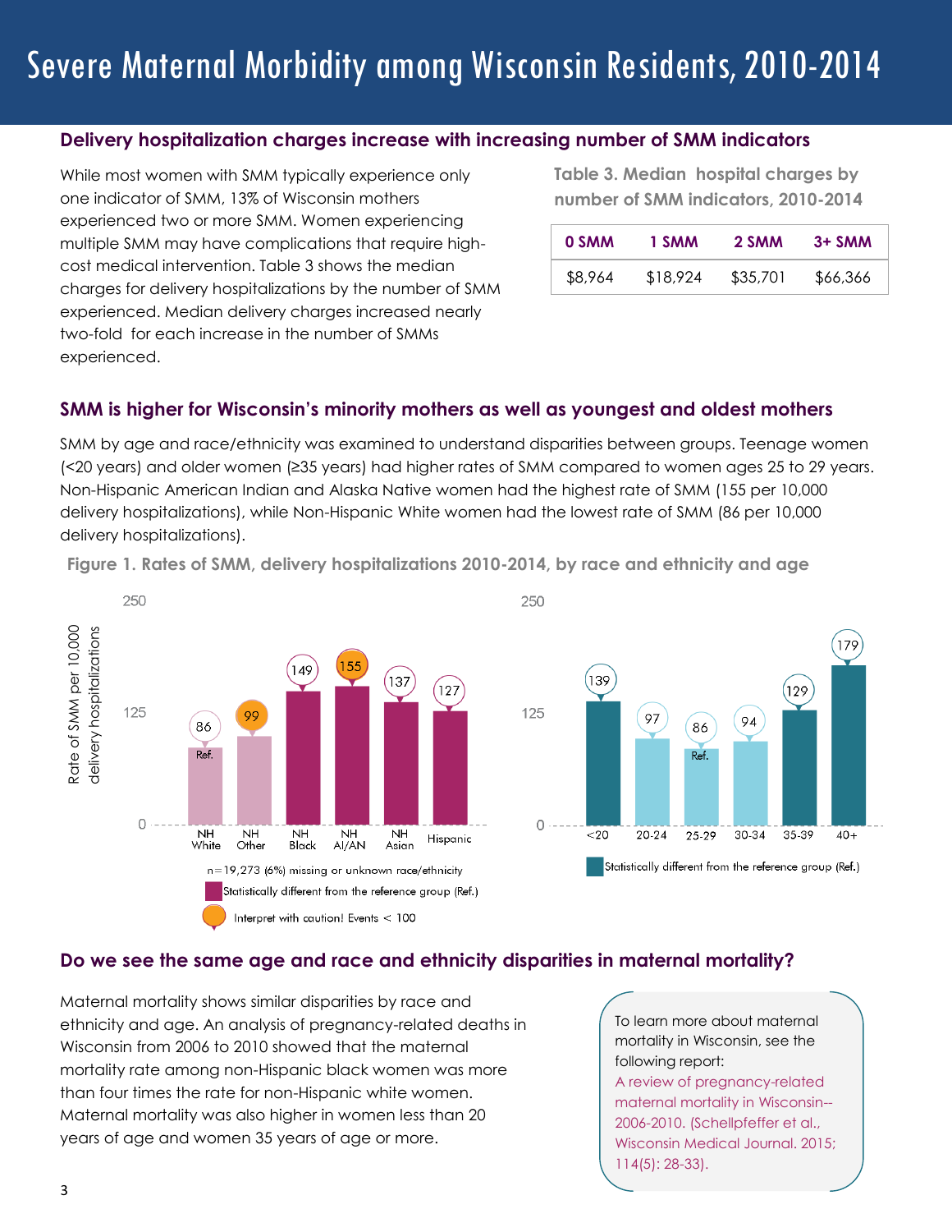# Severe Maternal Morbidity among Wisconsin Residents, 2010-2014

## Delivery hospitalization charges increase with increasing number of SMM indicators

While most women with SMM typically experience only one indicator of SMM, 13% of Wisconsin mothers experienced two or more SMM. Women experiencing multiple SMM may have complications that require high-cost medical intervention. Table 3 shows the median charges for delivery hospitalizations by the number of SMM experienced. Median delivery charges increased nearly two-fold for each increase in the number of SMMs experienced.

**Table 3. Median hospital charges by number of SMM indicators, 2010-2014**

| 0 SMM | 1 SMM | 2 SMM | 3+ SMM |
|---|---|---|---|
| $8,964 | $18,924 | $35,701 | $66,366 |

## SMM is higher for Wisconsin's minority mothers as well as youngest and oldest mothers

SMM by age and race/ethnicity was examined to understand disparities between groups. Teenage women (<20 years) and older women (≥35 years) had higher rates of SMM compared to women ages 25 to 29 years. Non-Hispanic American Indian and Alaska Native women had the highest rate of SMM (155 per 10,000 delivery hospitalizations), while Non-Hispanic White women had the lowest rate of SMM (86 per 10,000 delivery hospitalizations).

**Figure 1. Rates of SMM, delivery hospitalizations 2010-2014, by race and ethnicity and age**

Rate of SMM per 10,000 delivery hospitalizations

| Race/ethnicity | Rate |
|---|---|
| NH White | 86 (Ref.) |
| NH Other | 99 |
| NH Black | 149 |
| NH AI/AN | 155 |
| NH Asian | 137 |
| Hispanic | 127 |

n=19,273 (6%) missing or unknown race/ethnicity

Statistically different from the reference group (Ref.)

Interpret with caution! Events < 100

| Age | Rate |
|---|---|
| <20 | 139 |
| 20-24 | 97 |
| 25-29 | 86 (Ref.) |
| 30-34 | 94 |
| 35-39 | 129 |
| 40+ | 179 |

Statistically different from the reference group (Ref.)

## Do we see the same age and race and ethnicity disparities in maternal mortality?

Maternal mortality shows similar disparities by race and ethnicity and age. An analysis of pregnancy-related deaths in Wisconsin from 2006 to 2010 showed that the maternal mortality rate among non-Hispanic black women was more than four times the rate for non-Hispanic white women. Maternal mortality was also higher in women less than 20 years of age and women 35 years of age or more.

To learn more about maternal mortality in Wisconsin, see the following report: A review of pregnancy-related maternal mortality in Wisconsin--2006-2010. (Schellpfeffer et al., Wisconsin Medical Journal. 2015; 114(5): 28-33).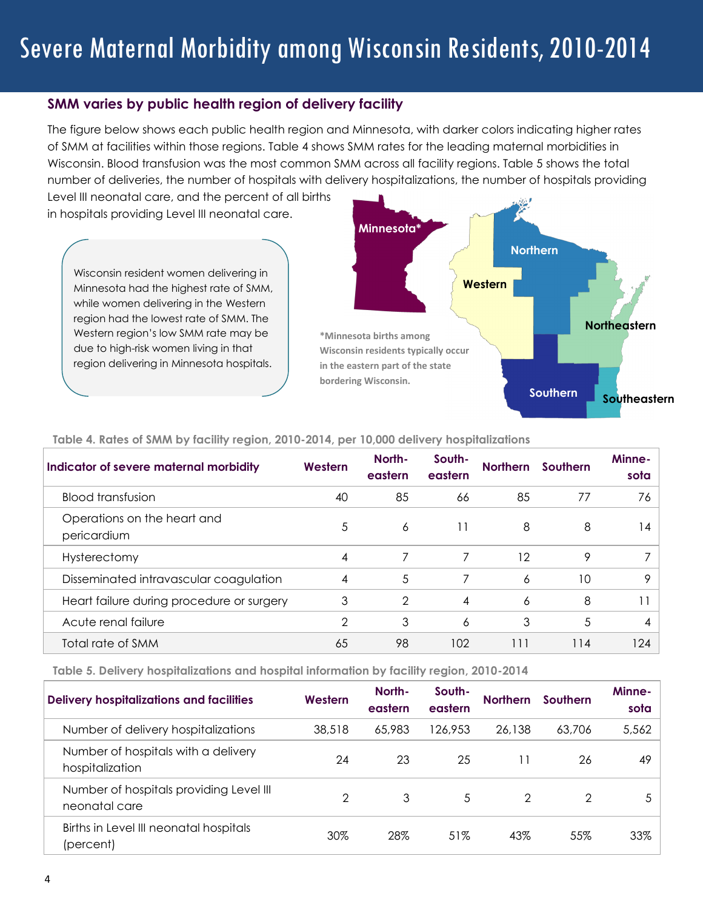# Severe Maternal Morbidity among Wisconsin Residents, 2010-2014

## SMM varies by public health region of delivery facility

The figure below shows each public health region and Minnesota, with darker colors indicating higher rates of SMM at facilities within those regions. Table 4 shows SMM rates for the leading maternal morbidities in Wisconsin. Blood transfusion was the most common SMM across all facility regions. Table 5 shows the total number of deliveries, the number of hospitals with delivery hospitalizations, the number of hospitals providing Level III neonatal care, and the percent of all births in hospitals providing Level III neonatal care.

> Wisconsin resident women delivering in Minnesota had the highest rate of SMM, while women delivering in the Western region had the lowest rate of SMM. The Western region's low SMM rate may be due to high-risk women living in that region delivering in Minnesota hospitals.

Minnesota* | Northern | Western | Northeastern | Southern | Southeastern

*Minnesota births among Wisconsin residents typically occur in the eastern part of the state bordering Wisconsin.

**Table 4. Rates of SMM by facility region, 2010-2014, per 10,000 delivery hospitalizations**

| Indicator of severe maternal morbidity | Western | North-eastern | South-eastern | Northern | Southern | Minne-sota |
|---|---|---|---|---|---|---|
| Blood transfusion | 40 | 85 | 66 | 85 | 77 | 76 |
| Operations on the heart and pericardium | 5 | 6 | 11 | 8 | 8 | 14 |
| Hysterectomy | 4 | 7 | 7 | 12 | 9 | 7 |
| Disseminated intravascular coagulation | 4 | 5 | 7 | 6 | 10 | 9 |
| Heart failure during procedure or surgery | 3 | 2 | 4 | 6 | 8 | 11 |
| Acute renal failure | 2 | 3 | 6 | 3 | 5 | 4 |
| Total rate of SMM | 65 | 98 | 102 | 111 | 114 | 124 |

**Table 5. Delivery hospitalizations and hospital information by facility region, 2010-2014**

| Delivery hospitalizations and facilities | Western | North-eastern | South-eastern | Northern | Southern | Minne-sota |
|---|---|---|---|---|---|---|
| Number of delivery hospitalizations | 38,518 | 65,983 | 126,953 | 26,138 | 63,706 | 5,562 |
| Number of hospitals with a delivery hospitalization | 24 | 23 | 25 | 11 | 26 | 49 |
| Number of hospitals providing Level III neonatal care | 2 | 3 | 5 | 2 | 2 | 5 |
| Births in Level III neonatal hospitals (percent) | 30% | 28% | 51% | 43% | 55% | 33% |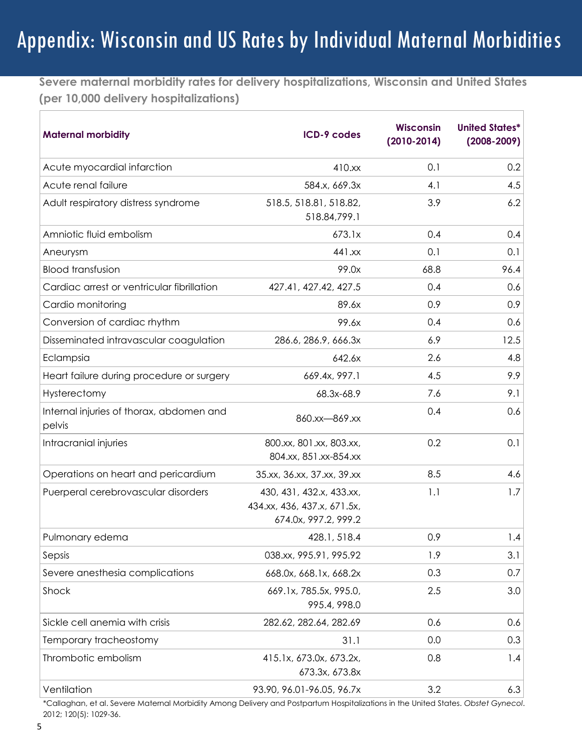# Appendix: Wisconsin and US Rates by Individual Maternal Morbidities

**Severe maternal morbidity rates for delivery hospitalizations, Wisconsin and United States (per 10,000 delivery hospitalizations)**

| Maternal morbidity | ICD-9 codes | Wisconsin (2010-2014) | United States* (2008-2009) |
|---|---|---|---|
| Acute myocardial infarction | 410.xx | 0.1 | 0.2 |
| Acute renal failure | 584.x, 669.3x | 4.1 | 4.5 |
| Adult respiratory distress syndrome | 518.5, 518.81, 518.82, 518.84,799.1 | 3.9 | 6.2 |
| Amniotic fluid embolism | 673.1x | 0.4 | 0.4 |
| Aneurysm | 441.xx | 0.1 | 0.1 |
| Blood transfusion | 99.0x | 68.8 | 96.4 |
| Cardiac arrest or ventricular fibrillation | 427.41, 427.42, 427.5 | 0.4 | 0.6 |
| Cardio monitoring | 89.6x | 0.9 | 0.9 |
| Conversion of cardiac rhythm | 99.6x | 0.4 | 0.6 |
| Disseminated intravascular coagulation | 286.6, 286.9, 666.3x | 6.9 | 12.5 |
| Eclampsia | 642.6x | 2.6 | 4.8 |
| Heart failure during procedure or surgery | 669.4x, 997.1 | 4.5 | 9.9 |
| Hysterectomy | 68.3x-68.9 | 7.6 | 9.1 |
| Internal injuries of thorax, abdomen and pelvis | 860.xx—869.xx | 0.4 | 0.6 |
| Intracranial injuries | 800.xx, 801.xx, 803.xx, 804.xx, 851.xx-854.xx | 0.2 | 0.1 |
| Operations on heart and pericardium | 35.xx, 36.xx, 37.xx, 39.xx | 8.5 | 4.6 |
| Puerperal cerebrovascular disorders | 430, 431, 432.x, 433.xx, 434.xx, 436, 437.x, 671.5x, 674.0x, 997.2, 999.2 | 1.1 | 1.7 |
| Pulmonary edema | 428.1, 518.4 | 0.9 | 1.4 |
| Sepsis | 038.xx, 995.91, 995.92 | 1.9 | 3.1 |
| Severe anesthesia complications | 668.0x, 668.1x, 668.2x | 0.3 | 0.7 |
| Shock | 669.1x, 785.5x, 995.0, 995.4, 998.0 | 2.5 | 3.0 |
| Sickle cell anemia with crisis | 282.62, 282.64, 282.69 | 0.6 | 0.6 |
| Temporary tracheostomy | 31.1 | 0.0 | 0.3 |
| Thrombotic embolism | 415.1x, 673.0x, 673.2x, 673.3x, 673.8x | 0.8 | 1.4 |
| Ventilation | 93.90, 96.01-96.05, 96.7x | 3.2 | 6.3 |

*Callaghan, et al. Severe Maternal Morbidity Among Delivery and Postpartum Hospitalizations in the United States. *Obstet Gynecol*. 2012; 120(5): 1029-36.